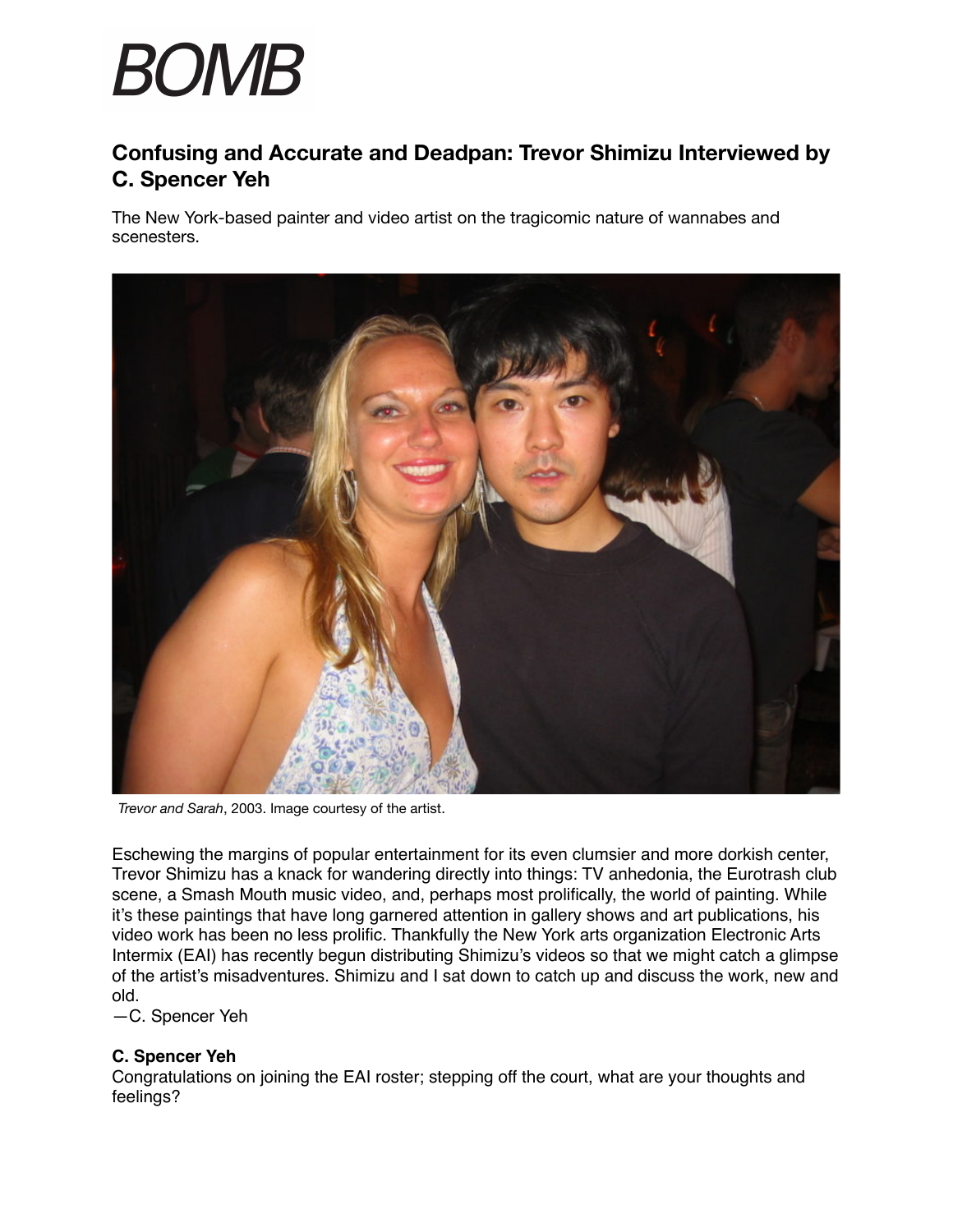# BOMB

## Confusing and Accurate and Deadpan: Trevor Shimizu Interviewed by C. Spencer Yeh

The New York-based painter and video artist on the tragicomic nature of wannabes and scenesters.

*Trevor and Sarah*, 2003. Image courtesy of the artist.

Eschewing the margins of popular entertainment for its even clumsier and more dorkish center, Trevor Shimizu has a knack for wandering directly into things: TV anhedonia, the Eurotrash club scene, a Smash Mouth music video, and, perhaps most prolifically, the world of painting. While it's these paintings that have long garnered attention in gallery shows and art publications, his video work has been no less prolific. Thankfully the New York arts organization Electronic Arts Intermix (EAI) has recently begun distributing Shimizu's videos so that we might catch a glimpse of the artist's misadventures. Shimizu and I sat down to catch up and discuss the work, new and old.
—C. Spencer Yeh

**C. Spencer Yeh**
Congratulations on joining the EAI roster; stepping off the court, what are your thoughts and feelings?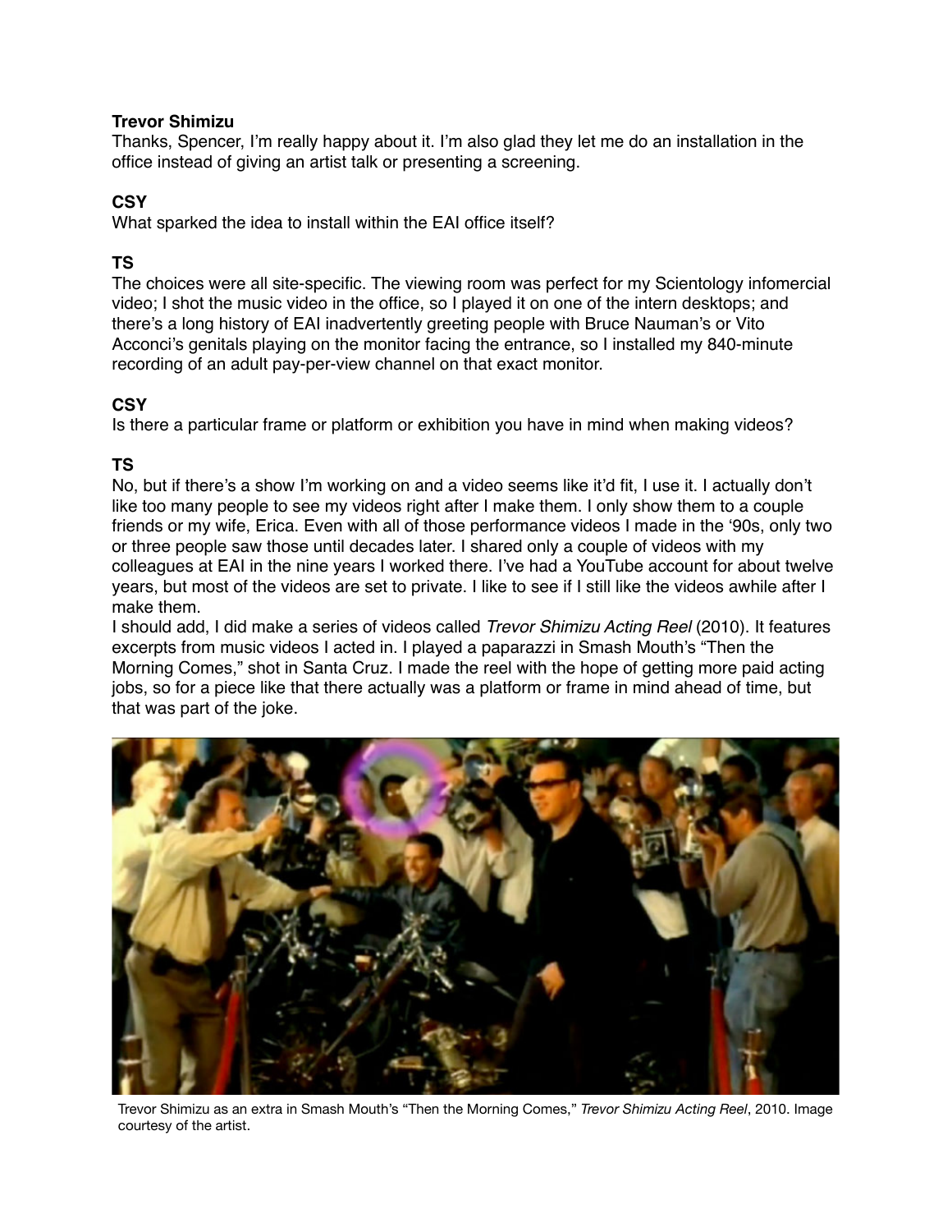**Trevor Shimizu**
Thanks, Spencer, I'm really happy about it. I'm also glad they let me do an installation in the office instead of giving an artist talk or presenting a screening.

**CSY**
What sparked the idea to install within the EAI office itself?

**TS**
The choices were all site-specific. The viewing room was perfect for my Scientology infomercial video; I shot the music video in the office, so I played it on one of the intern desktops; and there's a long history of EAI inadvertently greeting people with Bruce Nauman's or Vito Acconci's genitals playing on the monitor facing the entrance, so I installed my 840-minute recording of an adult pay-per-view channel on that exact monitor.

**CSY**
Is there a particular frame or platform or exhibition you have in mind when making videos?

**TS**
No, but if there's a show I'm working on and a video seems like it'd fit, I use it. I actually don't like too many people to see my videos right after I make them. I only show them to a couple friends or my wife, Erica. Even with all of those performance videos I made in the '90s, only two or three people saw those until decades later. I shared only a couple of videos with my colleagues at EAI in the nine years I worked there. I've had a YouTube account for about twelve years, but most of the videos are set to private. I like to see if I still like the videos awhile after I make them.
I should add, I did make a series of videos called *Trevor Shimizu Acting Reel* (2010). It features excerpts from music videos I acted in. I played a paparazzi in Smash Mouth's "Then the Morning Comes," shot in Santa Cruz. I made the reel with the hope of getting more paid acting jobs, so for a piece like that there actually was a platform or frame in mind ahead of time, but that was part of the joke.

Trevor Shimizu as an extra in Smash Mouth's "Then the Morning Comes," *Trevor Shimizu Acting Reel*, 2010. Image courtesy of the artist.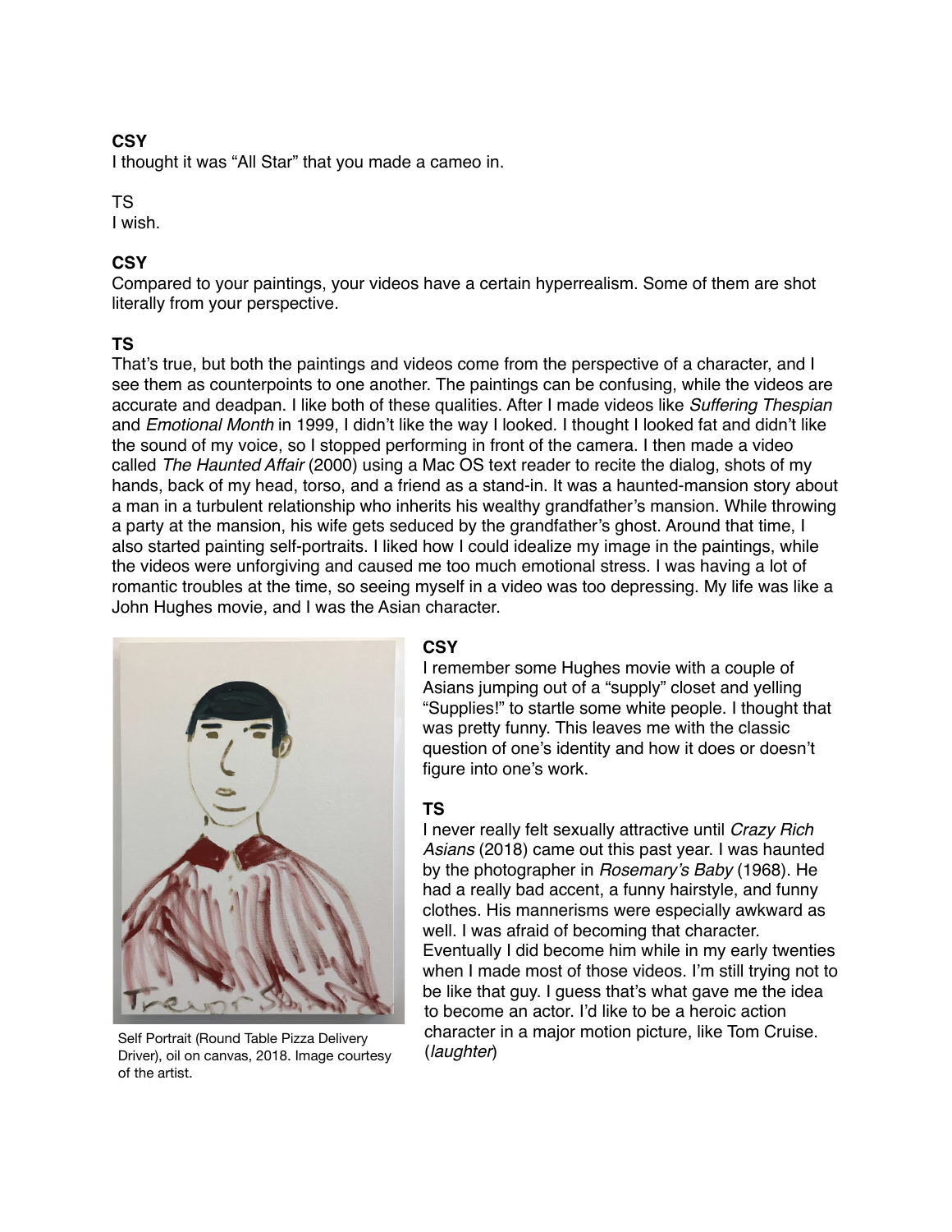**CSY**
I thought it was "All Star" that you made a cameo in.

TS
I wish.

**CSY**
Compared to your paintings, your videos have a certain hyperrealism. Some of them are shot literally from your perspective.

**TS**
That's true, but both the paintings and videos come from the perspective of a character, and I see them as counterpoints to one another. The paintings can be confusing, while the videos are accurate and deadpan. I like both of these qualities. After I made videos like *Suffering Thespian* and *Emotional Month* in 1999, I didn't like the way I looked. I thought I looked fat and didn't like the sound of my voice, so I stopped performing in front of the camera. I then made a video called *The Haunted Affair* (2000) using a Mac OS text reader to recite the dialog, shots of my hands, back of my head, torso, and a friend as a stand-in. It was a haunted-mansion story about a man in a turbulent relationship who inherits his wealthy grandfather's mansion. While throwing a party at the mansion, his wife gets seduced by the grandfather's ghost. Around that time, I also started painting self-portraits. I liked how I could idealize my image in the paintings, while the videos were unforgiving and caused me too much emotional stress. I was having a lot of romantic troubles at the time, so seeing myself in a video was too depressing. My life was like a John Hughes movie, and I was the Asian character.

Self Portrait (Round Table Pizza Delivery Driver), oil on canvas, 2018. Image courtesy of the artist.

**CSY**
I remember some Hughes movie with a couple of Asians jumping out of a "supply" closet and yelling "Supplies!" to startle some white people. I thought that was pretty funny. This leaves me with the classic question of one's identity and how it does or doesn't figure into one's work.

**TS**
I never really felt sexually attractive until *Crazy Rich Asians* (2018) came out this past year. I was haunted by the photographer in *Rosemary's Baby* (1968). He had a really bad accent, a funny hairstyle, and funny clothes. His mannerisms were especially awkward as well. I was afraid of becoming that character. Eventually I did become him while in my early twenties when I made most of those videos. I'm still trying not to be like that guy. I guess that's what gave me the idea to become an actor. I'd like to be a heroic action character in a major motion picture, like Tom Cruise. (*laughter*)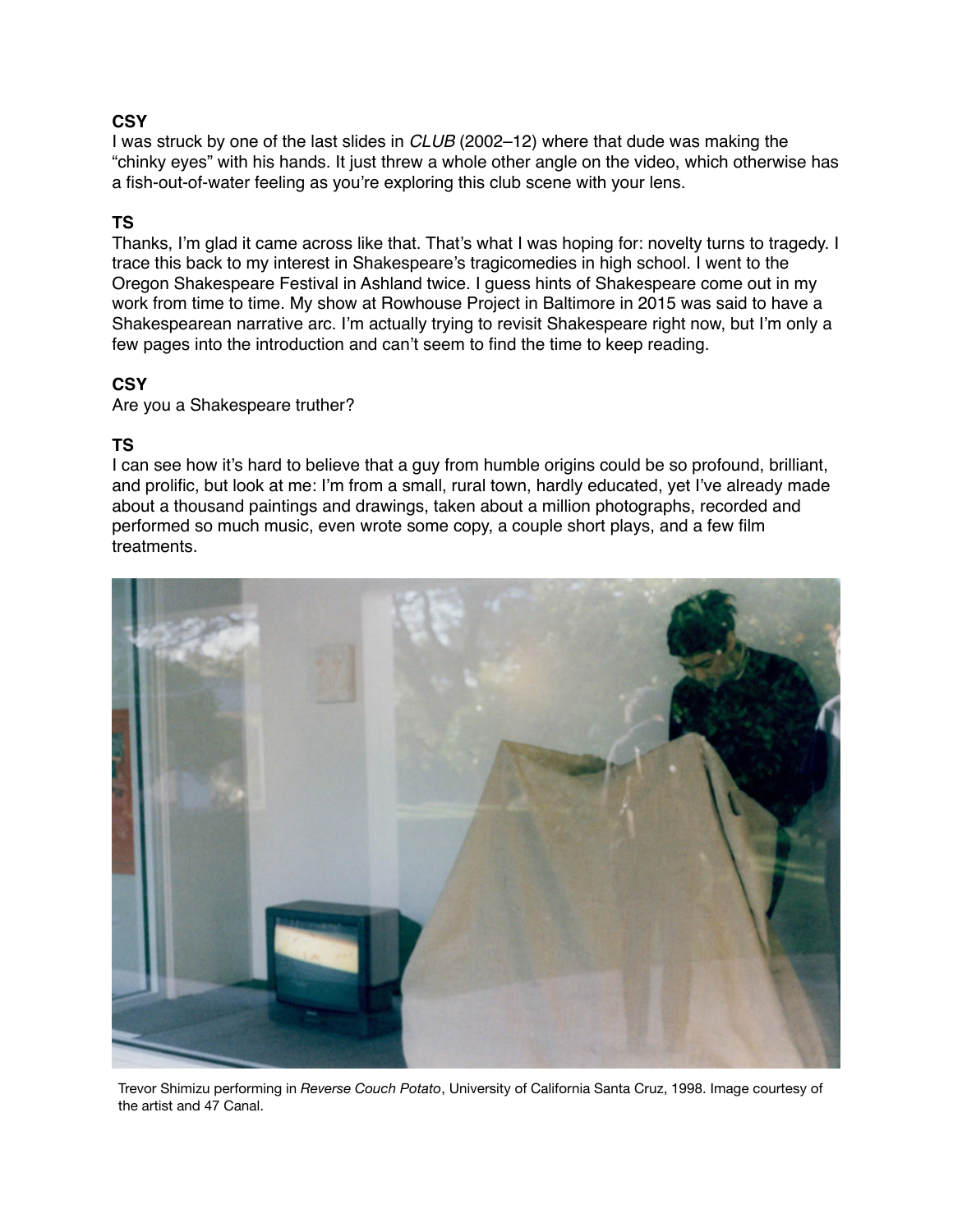**CSY**
I was struck by one of the last slides in *CLUB* (2002–12) where that dude was making the "chinky eyes" with his hands. It just threw a whole other angle on the video, which otherwise has a fish-out-of-water feeling as you're exploring this club scene with your lens.

**TS**
Thanks, I'm glad it came across like that. That's what I was hoping for: novelty turns to tragedy. I trace this back to my interest in Shakespeare's tragicomedies in high school. I went to the Oregon Shakespeare Festival in Ashland twice. I guess hints of Shakespeare come out in my work from time to time. My show at Rowhouse Project in Baltimore in 2015 was said to have a Shakespearean narrative arc. I'm actually trying to revisit Shakespeare right now, but I'm only a few pages into the introduction and can't seem to find the time to keep reading.

**CSY**
Are you a Shakespeare truther?

**TS**
I can see how it's hard to believe that a guy from humble origins could be so profound, brilliant, and prolific, but look at me: I'm from a small, rural town, hardly educated, yet I've already made about a thousand paintings and drawings, taken about a million photographs, recorded and performed so much music, even wrote some copy, a couple short plays, and a few film treatments.

Trevor Shimizu performing in *Reverse Couch Potato*, University of California Santa Cruz, 1998. Image courtesy of the artist and 47 Canal.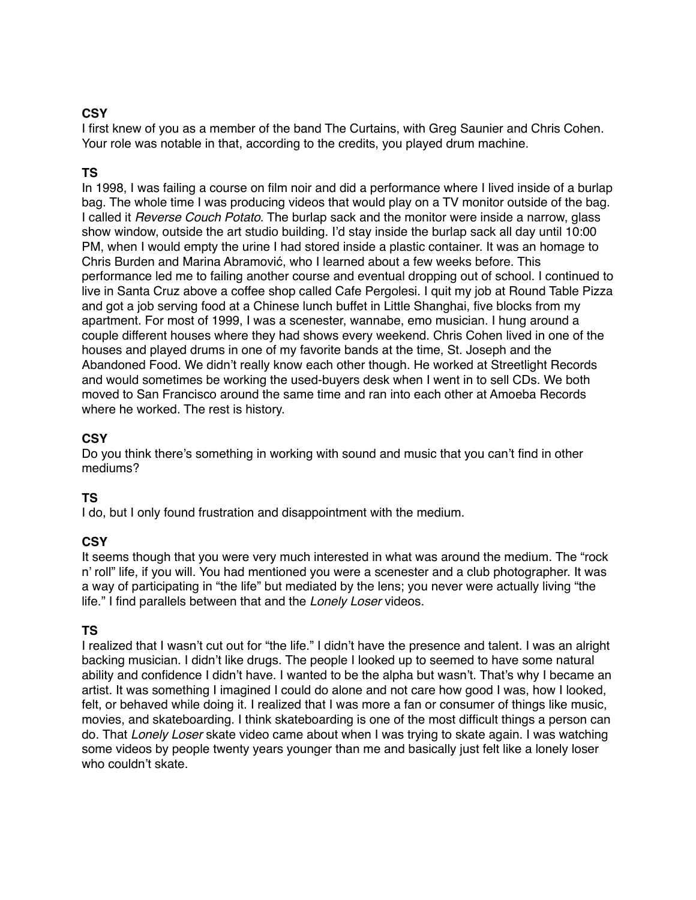**CSY**
I first knew of you as a member of the band The Curtains, with Greg Saunier and Chris Cohen. Your role was notable in that, according to the credits, you played drum machine.

**TS**
In 1998, I was failing a course on film noir and did a performance where I lived inside of a burlap bag. The whole time I was producing videos that would play on a TV monitor outside of the bag. I called it *Reverse Couch Potato*. The burlap sack and the monitor were inside a narrow, glass show window, outside the art studio building. I'd stay inside the burlap sack all day until 10:00 PM, when I would empty the urine I had stored inside a plastic container. It was an homage to Chris Burden and Marina Abramović, who I learned about a few weeks before. This performance led me to failing another course and eventual dropping out of school. I continued to live in Santa Cruz above a coffee shop called Cafe Pergolesi. I quit my job at Round Table Pizza and got a job serving food at a Chinese lunch buffet in Little Shanghai, five blocks from my apartment. For most of 1999, I was a scenester, wannabe, emo musician. I hung around a couple different houses where they had shows every weekend. Chris Cohen lived in one of the houses and played drums in one of my favorite bands at the time, St. Joseph and the Abandoned Food. We didn't really know each other though. He worked at Streetlight Records and would sometimes be working the used-buyers desk when I went in to sell CDs. We both moved to San Francisco around the same time and ran into each other at Amoeba Records where he worked. The rest is history.

**CSY**
Do you think there's something in working with sound and music that you can't find in other mediums?

**TS**
I do, but I only found frustration and disappointment with the medium.

**CSY**
It seems though that you were very much interested in what was around the medium. The "rock n' roll" life, if you will. You had mentioned you were a scenester and a club photographer. It was a way of participating in "the life" but mediated by the lens; you never were actually living "the life." I find parallels between that and the *Lonely Loser* videos.

**TS**
I realized that I wasn't cut out for "the life." I didn't have the presence and talent. I was an alright backing musician. I didn't like drugs. The people I looked up to seemed to have some natural ability and confidence I didn't have. I wanted to be the alpha but wasn't. That's why I became an artist. It was something I imagined I could do alone and not care how good I was, how I looked, felt, or behaved while doing it. I realized that I was more a fan or consumer of things like music, movies, and skateboarding. I think skateboarding is one of the most difficult things a person can do. That *Lonely Loser* skate video came about when I was trying to skate again. I was watching some videos by people twenty years younger than me and basically just felt like a lonely loser who couldn't skate.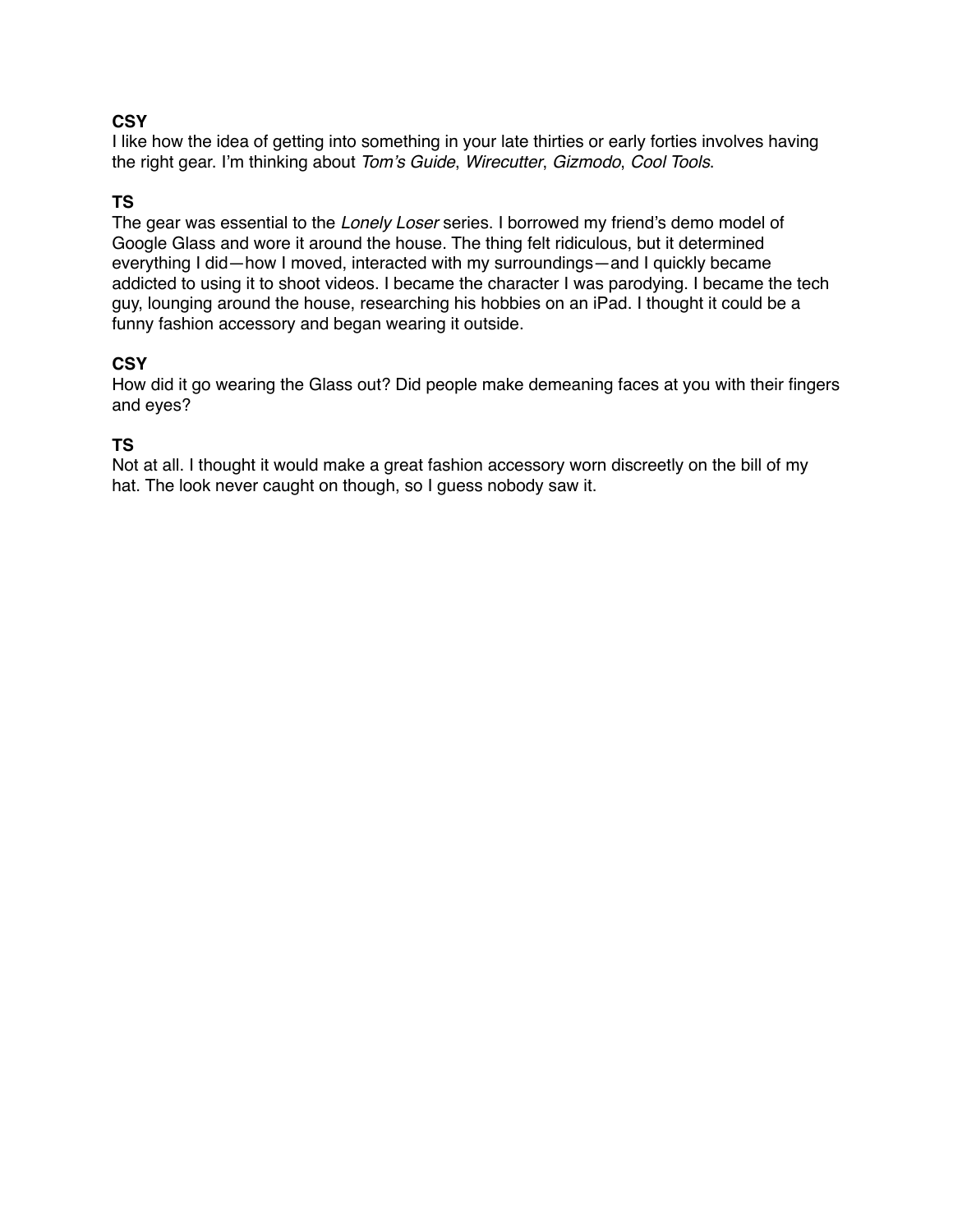**CSY**
I like how the idea of getting into something in your late thirties or early forties involves having the right gear. I'm thinking about *Tom's Guide*, *Wirecutter*, *Gizmodo*, *Cool Tools*.

**TS**
The gear was essential to the *Lonely Loser* series. I borrowed my friend's demo model of Google Glass and wore it around the house. The thing felt ridiculous, but it determined everything I did—how I moved, interacted with my surroundings—and I quickly became addicted to using it to shoot videos. I became the character I was parodying. I became the tech guy, lounging around the house, researching his hobbies on an iPad. I thought it could be a funny fashion accessory and began wearing it outside.

**CSY**
How did it go wearing the Glass out? Did people make demeaning faces at you with their fingers and eyes?

**TS**
Not at all. I thought it would make a great fashion accessory worn discreetly on the bill of my hat. The look never caught on though, so I guess nobody saw it.